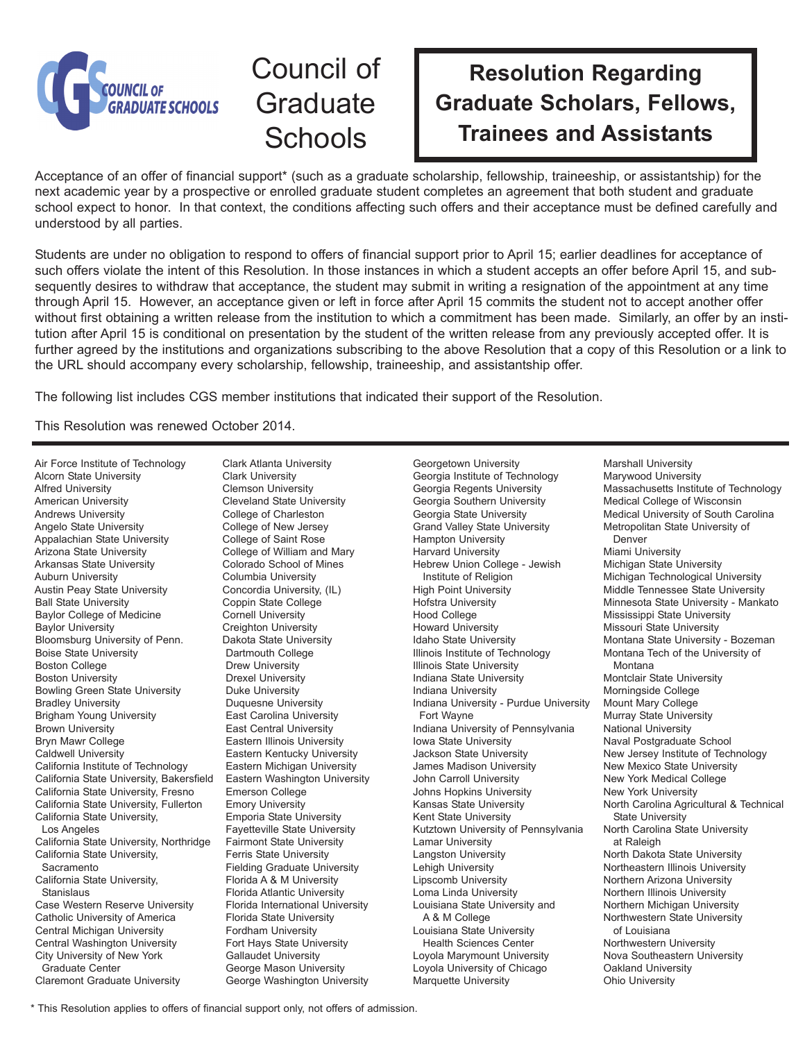COUNCIL OF GRADUATE SCHOOLS

# Council of Graduate Schools

## Resolution Regarding Graduate Scholars, Fellows, Trainees and Assistants

Acceptance of an offer of financial support* (such as a graduate scholarship, fellowship, traineeship, or assistantship) for the next academic year by a prospective or enrolled graduate student completes an agreement that both student and graduate school expect to honor. In that context, the conditions affecting such offers and their acceptance must be defined carefully and understood by all parties.

Students are under no obligation to respond to offers of financial support prior to April 15; earlier deadlines for acceptance of such offers violate the intent of this Resolution. In those instances in which a student accepts an offer before April 15, and subsequently desires to withdraw that acceptance, the student may submit in writing a resignation of the appointment at any time through April 15. However, an acceptance given or left in force after April 15 commits the student not to accept another offer without first obtaining a written release from the institution to which a commitment has been made. Similarly, an offer by an institution after April 15 is conditional on presentation by the student of the written release from any previously accepted offer. It is further agreed by the institutions and organizations subscribing to the above Resolution that a copy of this Resolution or a link to the URL should accompany every scholarship, fellowship, traineeship, and assistantship offer.

The following list includes CGS member institutions that indicated their support of the Resolution.

This Resolution was renewed October 2014.

---

Air Force Institute of Technology
Alcorn State University
Alfred University
American University
Andrews University
Angelo State University
Appalachian State University
Arizona State University
Arkansas State University
Auburn University
Austin Peay State University
Ball State University
Baylor College of Medicine
Baylor University
Bloomsburg University of Penn.
Boise State University
Boston College
Boston University
Bowling Green State University
Bradley University
Brigham Young University
Brown University
Bryn Mawr College
Caldwell University
California Institute of Technology
California State University, Bakersfield
California State University, Fresno
California State University, Fullerton
California State University, Los Angeles
California State University, Northridge
California State University, Sacramento
California State University, Stanislaus
Case Western Reserve University
Catholic University of America
Central Michigan University
Central Washington University
City University of New York Graduate Center
Claremont Graduate University
Clark Atlanta University
Clark University
Clemson University
Cleveland State University
College of Charleston
College of New Jersey
College of Saint Rose
College of William and Mary
Colorado School of Mines
Columbia University
Concordia University, (IL)
Coppin State College
Cornell University
Creighton University
Dakota State University
Dartmouth College
Drew University
Drexel University
Duke University
Duquesne University
East Carolina University
East Central University
Eastern Illinois University
Eastern Kentucky University
Eastern Michigan University
Eastern Washington University
Emerson College
Emory University
Emporia State University
Fayetteville State University
Fairmont State University
Ferris State University
Fielding Graduate University
Florida A & M University
Florida Atlantic University
Florida International University
Florida State University
Fordham University
Fort Hays State University
Gallaudet University
George Mason University
George Washington University
Georgetown University
Georgia Institute of Technology
Georgia Regents University
Georgia Southern University
Georgia State University
Grand Valley State University
Hampton University
Harvard University
Hebrew Union College - Jewish Institute of Religion
High Point University
Hofstra University
Hood College
Howard University
Idaho State University
Illinois Institute of Technology
Illinois State University
Indiana State University
Indiana University
Indiana University - Purdue University Fort Wayne
Indiana University of Pennsylvania
Iowa State University
Jackson State University
James Madison University
John Carroll University
Johns Hopkins University
Kansas State University
Kent State University
Kutztown University of Pennsylvania
Lamar University
Langston University
Lehigh University
Lipscomb University
Loma Linda University
Louisiana State University and A & M College
Louisiana State University Health Sciences Center
Loyola Marymount University
Loyola University of Chicago
Marquette University
Marshall University
Marywood University
Massachusetts Institute of Technology
Medical College of Wisconsin
Medical University of South Carolina
Metropolitan State University of Denver
Miami University
Michigan State University
Michigan Technological University
Middle Tennessee State University
Minnesota State University - Mankato
Mississippi State University
Missouri State University
Montana State University - Bozeman
Montana Tech of the University of Montana
Montclair State University
Morningside College
Mount Mary College
Murray State University
National University
Naval Postgraduate School
New Jersey Institute of Technology
New Mexico State University
New York Medical College
New York University
North Carolina Agricultural & Technical State University
North Carolina State University at Raleigh
North Dakota State University
Northeastern Illinois University
Northern Arizona University
Northern Illinois University
Northern Michigan University
Northwestern State University of Louisiana
Northwestern University
Nova Southeastern University
Oakland University
Ohio University

\* This Resolution applies to offers of financial support only, not offers of admission.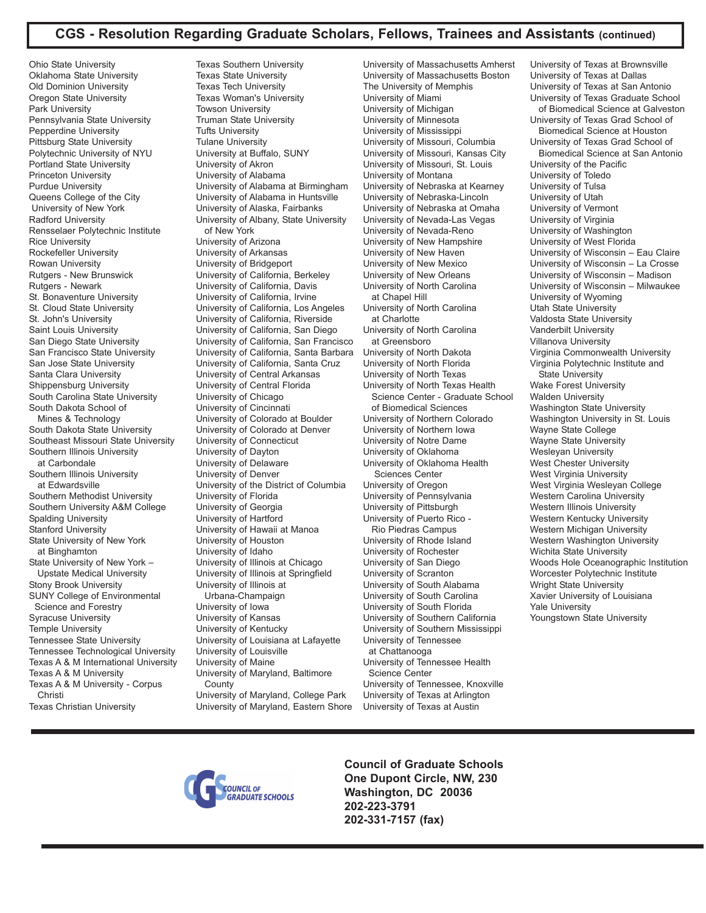## CGS - Resolution Regarding Graduate Scholars, Fellows, Trainees and Assistants (continued)

Ohio State University
Oklahoma State University
Old Dominion University
Oregon State University
Park University
Pennsylvania State University
Pepperdine University
Pittsburg State University
Polytechnic University of NYU
Portland State University
Princeton University
Purdue University
Queens College of the City University of New York
Radford University
Rensselaer Polytechnic Institute
Rice University
Rockefeller University
Rowan University
Rutgers - New Brunswick
Rutgers - Newark
St. Bonaventure University
St. Cloud State University
St. John's University
Saint Louis University
San Diego State University
San Francisco State University
San Jose State University
Santa Clara University
Shippensburg University
South Carolina State University
South Dakota School of Mines & Technology
South Dakota State University
Southeast Missouri State University
Southern Illinois University at Carbondale
Southern Illinois University at Edwardsville
Southern Methodist University
Southern University A&M College
Spalding University
Stanford University
State University of New York at Binghamton
State University of New York – Upstate Medical University
Stony Brook University
SUNY College of Environmental Science and Forestry
Syracuse University
Temple University
Tennessee State University
Tennessee Technological University
Texas A & M International University
Texas A & M University
Texas A & M University - Corpus Christi
Texas Christian University
Texas Southern University
Texas State University
Texas Tech University
Texas Woman's University
Towson University
Truman State University
Tufts University
Tulane University
University at Buffalo, SUNY
University of Akron
University of Alabama
University of Alabama at Birmingham
University of Alabama in Huntsville
University of Alaska, Fairbanks
University of Albany, State University of New York
University of Arizona
University of Arkansas
University of Bridgeport
University of California, Berkeley
University of California, Davis
University of California, Irvine
University of California, Los Angeles
University of California, Riverside
University of California, San Diego
University of California, San Francisco
University of California, Santa Barbara
University of California, Santa Cruz
University of Central Arkansas
University of Central Florida
University of Chicago
University of Cincinnati
University of Colorado at Boulder
University of Colorado at Denver
University of Connecticut
University of Dayton
University of Delaware
University of Denver
University of the District of Columbia
University of Florida
University of Georgia
University of Hartford
University of Hawaii at Manoa
University of Houston
University of Idaho
University of Illinois at Chicago
University of Illinois at Springfield
University of Illinois at Urbana-Champaign
University of Iowa
University of Kansas
University of Kentucky
University of Louisiana at Lafayette
University of Louisville
University of Maine
University of Maryland, Baltimore County
University of Maryland, College Park
University of Maryland, Eastern Shore
University of Massachusetts Amherst
University of Massachusetts Boston
The University of Memphis
University of Miami
University of Michigan
University of Minnesota
University of Mississippi
University of Missouri, Columbia
University of Missouri, Kansas City
University of Missouri, St. Louis
University of Montana
University of Nebraska at Kearney
University of Nebraska-Lincoln
University of Nebraska at Omaha
University of Nevada-Las Vegas
University of Nevada-Reno
University of New Hampshire
University of New Haven
University of New Mexico
University of New Orleans
University of North Carolina at Chapel Hill
University of North Carolina at Charlotte
University of North Carolina at Greensboro
University of North Dakota
University of North Florida
University of North Texas
University of North Texas Health Science Center - Graduate School of Biomedical Sciences
University of Northern Colorado
University of Northern Iowa
University of Notre Dame
University of Oklahoma
University of Oklahoma Health Sciences Center
University of Oregon
University of Pennsylvania
University of Pittsburgh
University of Puerto Rico - Rio Piedras Campus
University of Rhode Island
University of Rochester
University of San Diego
University of Scranton
University of South Alabama
University of South Carolina
University of South Florida
University of Southern California
University of Southern Mississippi
University of Tennessee at Chattanooga
University of Tennessee Health Science Center
University of Tennessee, Knoxville
University of Texas at Arlington
University of Texas at Austin
University of Texas at Brownsville
University of Texas at Dallas
University of Texas at San Antonio
University of Texas Graduate School of Biomedical Science at Galveston
University of Texas Grad School of Biomedical Science at Houston
University of Texas Grad School of Biomedical Science at San Antonio
University of the Pacific
University of Toledo
University of Tulsa
University of Utah
University of Vermont
University of Virginia
University of Washington
University of West Florida
University of Wisconsin – Eau Claire
University of Wisconsin – La Crosse
University of Wisconsin – Madison
University of Wisconsin – Milwaukee
University of Wyoming
Utah State University
Valdosta State University
Vanderbilt University
Villanova University
Virginia Commonwealth University
Virginia Polytechnic Institute and State University
Wake Forest University
Walden University
Washington State University
Washington University in St. Louis
Wayne State College
Wayne State University
Wesleyan University
West Chester University
West Virginia University
West Virginia Wesleyan College
Western Carolina University
Western Illinois University
Western Kentucky University
Western Michigan University
Western Washington University
Wichita State University
Woods Hole Oceanographic Institution
Worcester Polytechnic Institute
Wright State University
Xavier University of Louisiana
Yale University
Youngstown State University

CGS COUNCIL OF GRADUATE SCHOOLS

**Council of Graduate Schools**
**One Dupont Circle, NW, 230**
**Washington, DC 20036**
**202-223-3791**
**202-331-7157 (fax)**